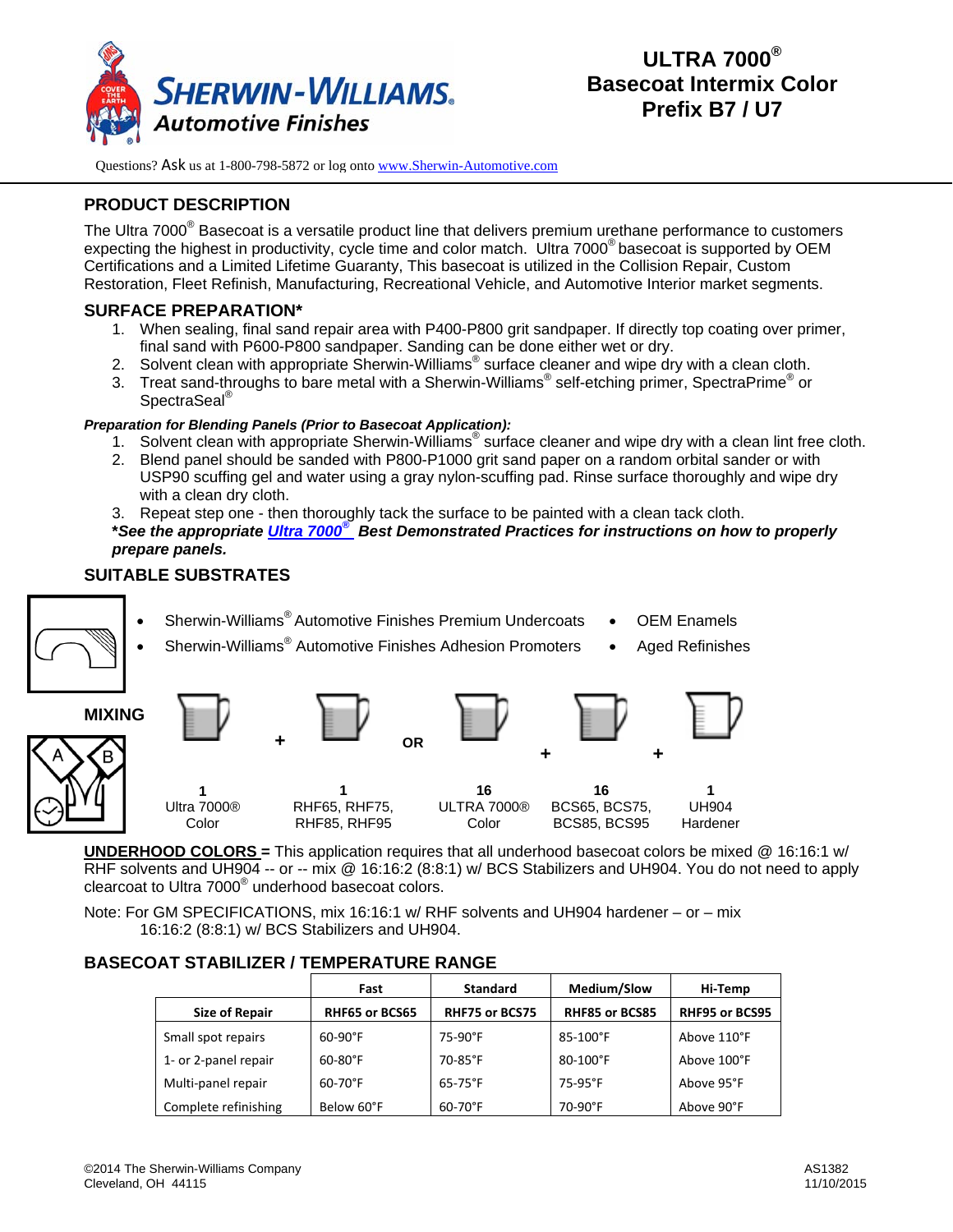# ULTRA 7000®
# Basecoat Intermix Color
# Prefix B7 / U7

Questions? Ask us at 1-800-798-5872 or log onto www.Sherwin-Automotive.com

## PRODUCT DESCRIPTION

The Ultra 7000® Basecoat is a versatile product line that delivers premium urethane performance to customers expecting the highest in productivity, cycle time and color match. Ultra 7000® basecoat is supported by OEM Certifications and a Limited Lifetime Guaranty, This basecoat is utilized in the Collision Repair, Custom Restoration, Fleet Refinish, Manufacturing, Recreational Vehicle, and Automotive Interior market segments.

## SURFACE PREPARATION*

1. When sealing, final sand repair area with P400-P800 grit sandpaper. If directly top coating over primer, final sand with P600-P800 sandpaper. Sanding can be done either wet or dry.
2. Solvent clean with appropriate Sherwin-Williams® surface cleaner and wipe dry with a clean cloth.
3. Treat sand-throughs to bare metal with a Sherwin-Williams® self-etching primer, SpectraPrime® or SpectraSeal®

***Preparation for Blending Panels (Prior to Basecoat Application):***

1. Solvent clean with appropriate Sherwin-Williams® surface cleaner and wipe dry with a clean lint free cloth.
2. Blend panel should be sanded with P800-P1000 grit sand paper on a random orbital sander or with USP90 scuffing gel and water using a gray nylon-scuffing pad. Rinse surface thoroughly and wipe dry with a clean dry cloth.
3. Repeat step one - then thoroughly tack the surface to be painted with a clean tack cloth.

***See the appropriate Ultra 7000® Best Demonstrated Practices for instructions on how to properly prepare panels.***

## SUITABLE SUBSTRATES

- Sherwin-Williams® Automotive Finishes Premium Undercoats
- Sherwin-Williams® Automotive Finishes Adhesion Promoters
- OEM Enamels
- Aged Refinishes

## MIXING

**1** Ultra 7000® Color + **1** RHF65, RHF75, RHF85, RHF95

OR

**16** ULTRA 7000® Color + **16** BCS65, BCS75, BCS85, BCS95 + **1** UH904 Hardener

**UNDERHOOD COLORS =** This application requires that all underhood basecoat colors be mixed @ 16:16:1 w/ RHF solvents and UH904 -- or -- mix @ 16:16:2 (8:8:1) w/ BCS Stabilizers and UH904. You do not need to apply clearcoat to Ultra 7000® underhood basecoat colors.

Note: For GM SPECIFICATIONS, mix 16:16:1 w/ RHF solvents and UH904 hardener – or – mix 16:16:2 (8:8:1) w/ BCS Stabilizers and UH904.

## BASECOAT STABILIZER / TEMPERATURE RANGE

| | Fast | Standard | Medium/Slow | Hi-Temp |
|---|---|---|---|---|
| **Size of Repair** | **RHF65 or BCS65** | **RHF75 or BCS75** | **RHF85 or BCS85** | **RHF95 or BCS95** |
| Small spot repairs | 60-90°F | 75-90°F | 85-100°F | Above 110°F |
| 1- or 2-panel repair | 60-80°F | 70-85°F | 80-100°F | Above 100°F |
| Multi-panel repair | 60-70°F | 65-75°F | 75-95°F | Above 95°F |
| Complete refinishing | Below 60°F | 60-70°F | 70-90°F | Above 90°F |

©2014 The Sherwin-Williams Company
Cleveland, OH 44115

AS1382
11/10/2015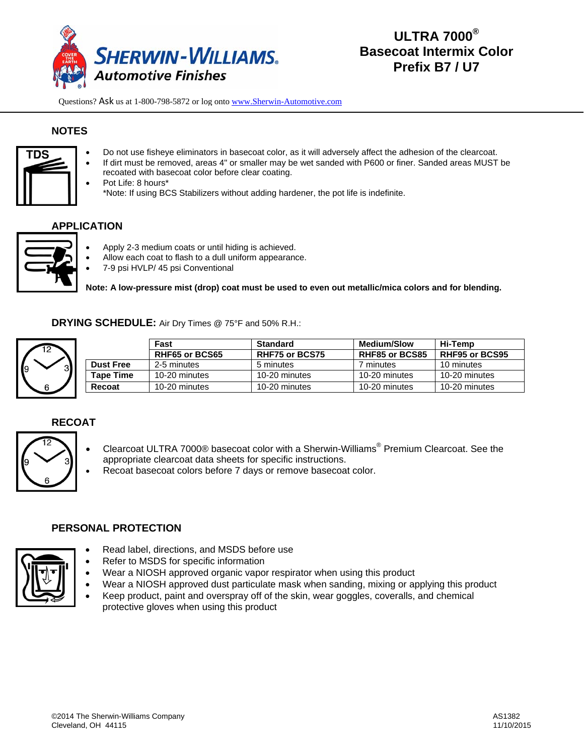# ULTRA 7000®
# Basecoat Intermix Color
# Prefix B7 / U7

Questions? Ask us at 1-800-798-5872 or log onto www.Sherwin-Automotive.com

## NOTES

- Do not use fisheye eliminators in basecoat color, as it will adversely affect the adhesion of the clearcoat.
- If dirt must be removed, areas 4" or smaller may be wet sanded with P600 or finer. Sanded areas MUST be recoated with basecoat color before clear coating.
- Pot Life: 8 hours*
  *Note: If using BCS Stabilizers without adding hardener, the pot life is indefinite.

## APPLICATION

- Apply 2-3 medium coats or until hiding is achieved.
- Allow each coat to flash to a dull uniform appearance.
- 7-9 psi HVLP/ 45 psi Conventional

**Note: A low-pressure mist (drop) coat must be used to even out metallic/mica colors and for blending.**

## DRYING SCHEDULE: Air Dry Times @ 75°F and 50% R.H.:

| | Fast | Standard | Medium/Slow | Hi-Temp |
|---|---|---|---|---|
| | **RHF65 or BCS65** | **RHF75 or BCS75** | **RHF85 or BCS85** | **RHF95 or BCS95** |
| **Dust Free** | 2-5 minutes | 5 minutes | 7 minutes | 10 minutes |
| **Tape Time** | 10-20 minutes | 10-20 minutes | 10-20 minutes | 10-20 minutes |
| **Recoat** | 10-20 minutes | 10-20 minutes | 10-20 minutes | 10-20 minutes |

## RECOAT

- Clearcoat ULTRA 7000® basecoat color with a Sherwin-Williams® Premium Clearcoat. See the appropriate clearcoat data sheets for specific instructions.
- Recoat basecoat colors before 7 days or remove basecoat color.

## PERSONAL PROTECTION

- Read label, directions, and MSDS before use
- Refer to MSDS for specific information
- Wear a NIOSH approved organic vapor respirator when using this product
- Wear a NIOSH approved dust particulate mask when sanding, mixing or applying this product
- Keep product, paint and overspray off of the skin, wear goggles, coveralls, and chemical protective gloves when using this product

©2014 The Sherwin-Williams Company
Cleveland, OH 44115

AS1382
11/10/2015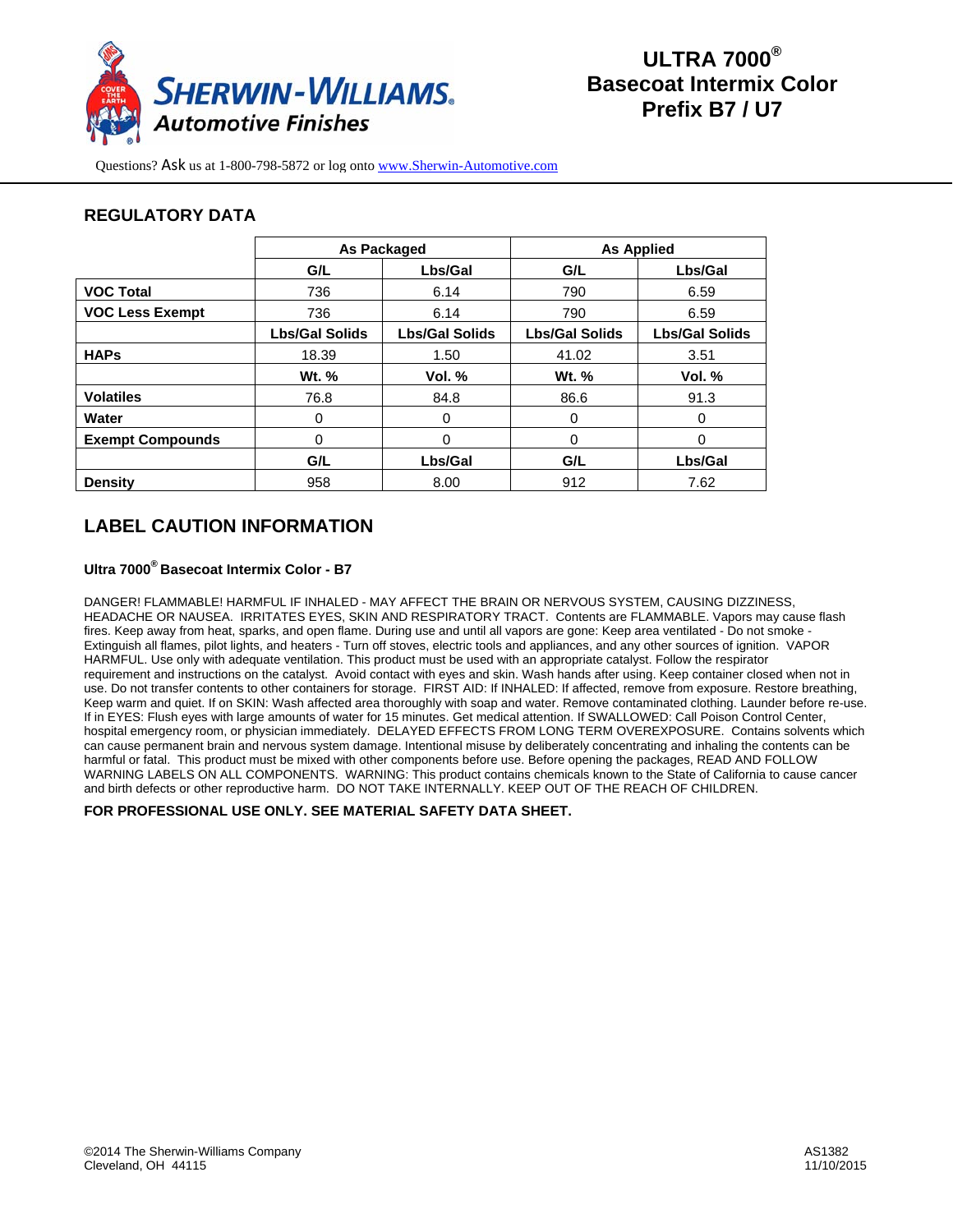# ULTRA 7000®
# Basecoat Intermix Color
# Prefix B7 / U7

**SHERWIN-WILLIAMS. Automotive Finishes**

Questions? Ask us at 1-800-798-5872 or log onto www.Sherwin-Automotive.com

## REGULATORY DATA

| | As Packaged | | As Applied | |
|---|---|---|---|---|
| | **G/L** | **Lbs/Gal** | **G/L** | **Lbs/Gal** |
| **VOC Total** | 736 | 6.14 | 790 | 6.59 |
| **VOC Less Exempt** | 736 | 6.14 | 790 | 6.59 |
| | **Lbs/Gal Solids** | **Lbs/Gal Solids** | **Lbs/Gal Solids** | **Lbs/Gal Solids** |
| **HAPs** | 18.39 | 1.50 | 41.02 | 3.51 |
| | **Wt. %** | **Vol. %** | **Wt. %** | **Vol. %** |
| **Volatiles** | 76.8 | 84.8 | 86.6 | 91.3 |
| **Water** | 0 | 0 | 0 | 0 |
| **Exempt Compounds** | 0 | 0 | 0 | 0 |
| | **G/L** | **Lbs/Gal** | **G/L** | **Lbs/Gal** |
| **Density** | 958 | 8.00 | 912 | 7.62 |

## LABEL CAUTION INFORMATION

### Ultra 7000® Basecoat Intermix Color - B7

DANGER! FLAMMABLE! HARMFUL IF INHALED - MAY AFFECT THE BRAIN OR NERVOUS SYSTEM, CAUSING DIZZINESS, HEADACHE OR NAUSEA. IRRITATES EYES, SKIN AND RESPIRATORY TRACT. Contents are FLAMMABLE. Vapors may cause flash fires. Keep away from heat, sparks, and open flame. During use and until all vapors are gone: Keep area ventilated - Do not smoke - Extinguish all flames, pilot lights, and heaters - Turn off stoves, electric tools and appliances, and any other sources of ignition. VAPOR HARMFUL. Use only with adequate ventilation. This product must be used with an appropriate catalyst. Follow the respirator requirement and instructions on the catalyst. Avoid contact with eyes and skin. Wash hands after using. Keep container closed when not in use. Do not transfer contents to other containers for storage. FIRST AID: If INHALED: If affected, remove from exposure. Restore breathing, Keep warm and quiet. If on SKIN: Wash affected area thoroughly with soap and water. Remove contaminated clothing. Launder before re-use. If in EYES: Flush eyes with large amounts of water for 15 minutes. Get medical attention. If SWALLOWED: Call Poison Control Center, hospital emergency room, or physician immediately. DELAYED EFFECTS FROM LONG TERM OVEREXPOSURE. Contains solvents which can cause permanent brain and nervous system damage. Intentional misuse by deliberately concentrating and inhaling the contents can be harmful or fatal. This product must be mixed with other components before use. Before opening the packages, READ AND FOLLOW WARNING LABELS ON ALL COMPONENTS. WARNING: This product contains chemicals known to the State of California to cause cancer and birth defects or other reproductive harm. DO NOT TAKE INTERNALLY. KEEP OUT OF THE REACH OF CHILDREN.

**FOR PROFESSIONAL USE ONLY. SEE MATERIAL SAFETY DATA SHEET.**

©2014 The Sherwin-Williams Company
Cleveland, OH 44115

AS1382
11/10/2015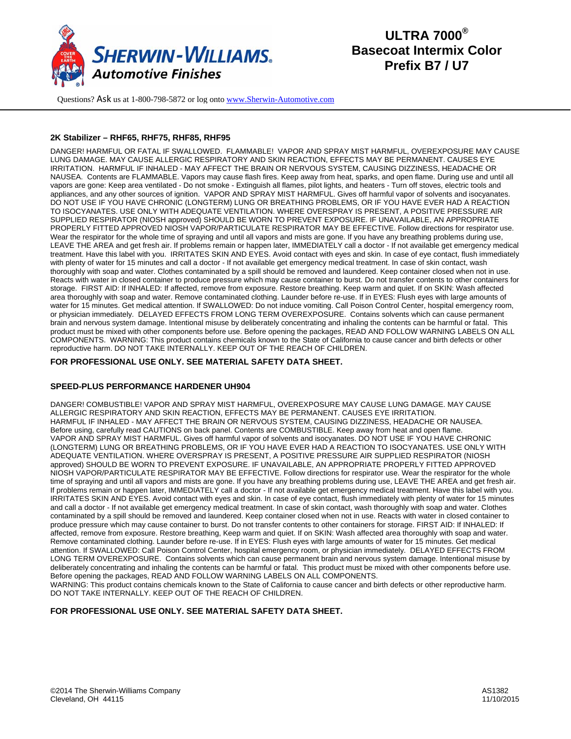# ULTRA 7000®
# Basecoat Intermix Color
# Prefix B7 / U7

Questions? Ask us at 1-800-798-5872 or log onto www.Sherwin-Automotive.com

### 2K Stabilizer – RHF65, RHF75, RHF85, RHF95

DANGER! HARMFUL OR FATAL IF SWALLOWED. FLAMMABLE! VAPOR AND SPRAY MIST HARMFUL, OVEREXPOSURE MAY CAUSE LUNG DAMAGE. MAY CAUSE ALLERGIC RESPIRATORY AND SKIN REACTION, EFFECTS MAY BE PERMANENT. CAUSES EYE IRRITATION. HARMFUL IF INHALED - MAY AFFECT THE BRAIN OR NERVOUS SYSTEM, CAUSING DIZZINESS, HEADACHE OR NAUSEA. Contents are FLAMMABLE. Vapors may cause flash fires. Keep away from heat, sparks, and open flame. During use and until all vapors are gone: Keep area ventilated - Do not smoke - Extinguish all flames, pilot lights, and heaters - Turn off stoves, electric tools and appliances, and any other sources of ignition. VAPOR AND SPRAY MIST HARMFUL. Gives off harmful vapor of solvents and isocyanates. DO NOT USE IF YOU HAVE CHRONIC (LONGTERM) LUNG OR BREATHING PROBLEMS, OR IF YOU HAVE EVER HAD A REACTION TO ISOCYANATES. USE ONLY WITH ADEQUATE VENTILATION. WHERE OVERSPRAY IS PRESENT, A POSITIVE PRESSURE AIR SUPPLIED RESPIRATOR (NIOSH approved) SHOULD BE WORN TO PREVENT EXPOSURE. IF UNAVAILABLE, AN APPROPRIATE PROPERLY FITTED APPROVED NIOSH VAPOR/PARTICULATE RESPIRATOR MAY BE EFFECTIVE. Follow directions for respirator use. Wear the respirator for the whole time of spraying and until all vapors and mists are gone. If you have any breathing problems during use, LEAVE THE AREA and get fresh air. If problems remain or happen later, IMMEDIATELY call a doctor - If not available get emergency medical treatment. Have this label with you. IRRITATES SKIN AND EYES. Avoid contact with eyes and skin. In case of eye contact, flush immediately with plenty of water for 15 minutes and call a doctor - If not available get emergency medical treatment. In case of skin contact, wash thoroughly with soap and water. Clothes contaminated by a spill should be removed and laundered. Keep container closed when not in use. Reacts with water in closed container to produce pressure which may cause container to burst. Do not transfer contents to other containers for storage. FIRST AID: If INHALED: If affected, remove from exposure. Restore breathing. Keep warm and quiet. If on SKIN: Wash affected area thoroughly with soap and water. Remove contaminated clothing. Launder before re-use. If in EYES: Flush eyes with large amounts of water for 15 minutes. Get medical attention. If SWALLOWED: Do not induce vomiting. Call Poison Control Center, hospital emergency room, or physician immediately. DELAYED EFFECTS FROM LONG TERM OVEREXPOSURE. Contains solvents which can cause permanent brain and nervous system damage. Intentional misuse by deliberately concentrating and inhaling the contents can be harmful or fatal. This product must be mixed with other components before use. Before opening the packages, READ AND FOLLOW WARNING LABELS ON ALL COMPONENTS. WARNING: This product contains chemicals known to the State of California to cause cancer and birth defects or other reproductive harm. DO NOT TAKE INTERNALLY. KEEP OUT OF THE REACH OF CHILDREN.

**FOR PROFESSIONAL USE ONLY. SEE MATERIAL SAFETY DATA SHEET.**

### SPEED-PLUS PERFORMANCE HARDENER UH904

DANGER! COMBUSTIBLE! VAPOR AND SPRAY MIST HARMFUL, OVEREXPOSURE MAY CAUSE LUNG DAMAGE. MAY CAUSE ALLERGIC RESPIRATORY AND SKIN REACTION, EFFECTS MAY BE PERMANENT. CAUSES EYE IRRITATION.
HARMFUL IF INHALED - MAY AFFECT THE BRAIN OR NERVOUS SYSTEM, CAUSING DIZZINESS, HEADACHE OR NAUSEA.
Before using, carefully read CAUTIONS on back panel. Contents are COMBUSTIBLE. Keep away from heat and open flame.
VAPOR AND SPRAY MIST HARMFUL. Gives off harmful vapor of solvents and isocyanates. DO NOT USE IF YOU HAVE CHRONIC (LONGTERM) LUNG OR BREATHING PROBLEMS, OR IF YOU HAVE EVER HAD A REACTION TO ISOCYANATES. USE ONLY WITH ADEQUATE VENTILATION. WHERE OVERSPRAY IS PRESENT, A POSITIVE PRESSURE AIR SUPPLIED RESPIRATOR (NIOSH approved) SHOULD BE WORN TO PREVENT EXPOSURE. IF UNAVAILABLE, AN APPROPRIATE PROPERLY FITTED APPROVED NIOSH VAPOR/PARTICULATE RESPIRATOR MAY BE EFFECTIVE. Follow directions for respirator use. Wear the respirator for the whole time of spraying and until all vapors and mists are gone. If you have any breathing problems during use, LEAVE THE AREA and get fresh air. If problems remain or happen later, IMMEDIATELY call a doctor - If not available get emergency medical treatment. Have this label with you. IRRITATES SKIN AND EYES. Avoid contact with eyes and skin. In case of eye contact, flush immediately with plenty of water for 15 minutes and call a doctor - If not available get emergency medical treatment. In case of skin contact, wash thoroughly with soap and water. Clothes contaminated by a spill should be removed and laundered. Keep container closed when not in use. Reacts with water in closed container to produce pressure which may cause container to burst. Do not transfer contents to other containers for storage. FIRST AID: If INHALED: If affected, remove from exposure. Restore breathing, Keep warm and quiet. If on SKIN: Wash affected area thoroughly with soap and water. Remove contaminated clothing. Launder before re-use. If in EYES: Flush eyes with large amounts of water for 15 minutes. Get medical attention. If SWALLOWED: Call Poison Control Center, hospital emergency room, or physician immediately. DELAYED EFFECTS FROM LONG TERM OVEREXPOSURE. Contains solvents which can cause permanent brain and nervous system damage. Intentional misuse by deliberately concentrating and inhaling the contents can be harmful or fatal. This product must be mixed with other components before use. Before opening the packages, READ AND FOLLOW WARNING LABELS ON ALL COMPONENTS.
WARNING: This product contains chemicals known to the State of California to cause cancer and birth defects or other reproductive harm. DO NOT TAKE INTERNALLY. KEEP OUT OF THE REACH OF CHILDREN.

**FOR PROFESSIONAL USE ONLY. SEE MATERIAL SAFETY DATA SHEET.**

©2014 The Sherwin-Williams Company
Cleveland, OH 44115

AS1382
11/10/2015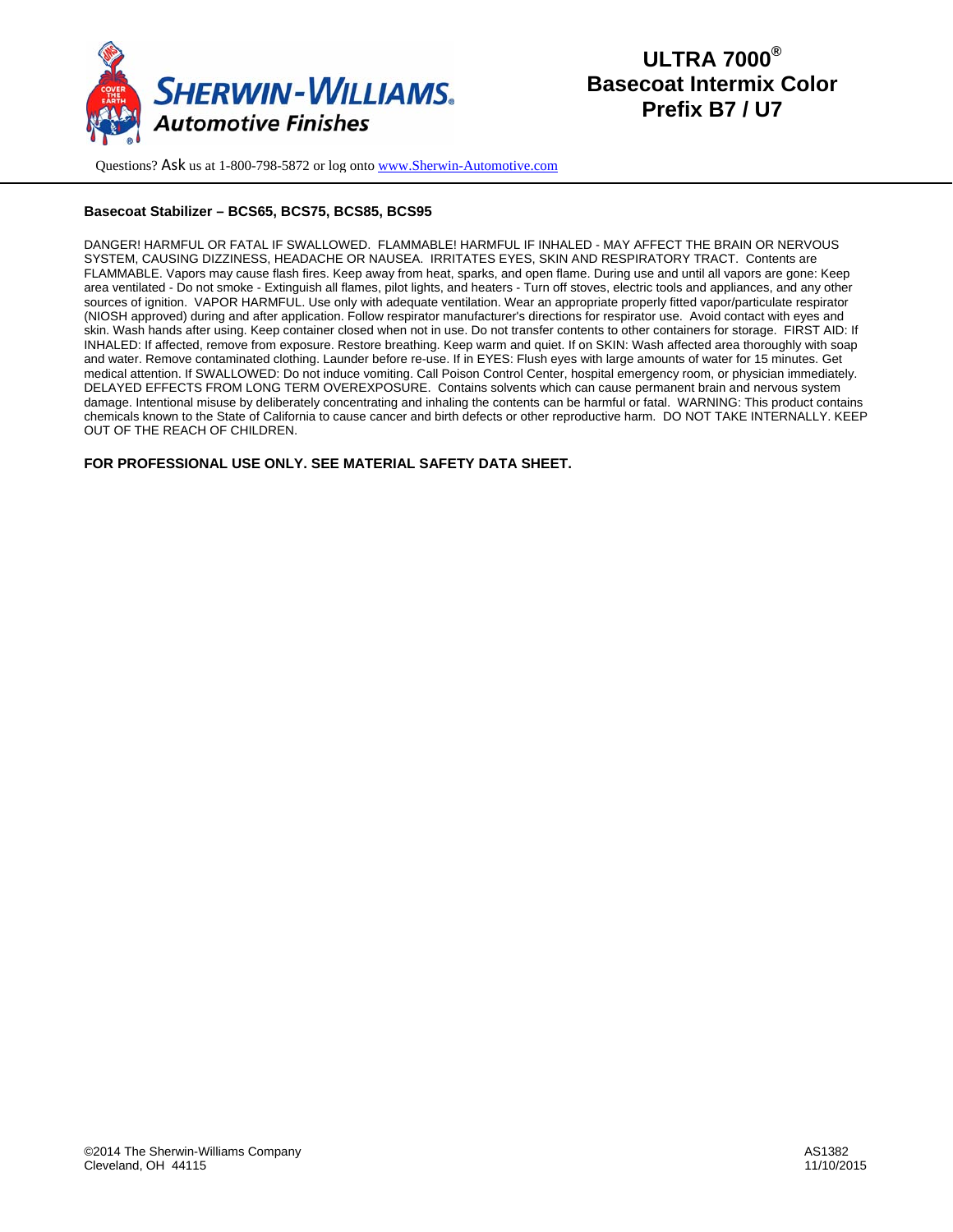# ULTRA 7000®
# Basecoat Intermix Color
# Prefix B7 / U7

Questions? Ask us at 1-800-798-5872 or log onto www.Sherwin-Automotive.com

**Basecoat Stabilizer – BCS65, BCS75, BCS85, BCS95**

DANGER! HARMFUL OR FATAL IF SWALLOWED. FLAMMABLE! HARMFUL IF INHALED - MAY AFFECT THE BRAIN OR NERVOUS SYSTEM, CAUSING DIZZINESS, HEADACHE OR NAUSEA. IRRITATES EYES, SKIN AND RESPIRATORY TRACT. Contents are FLAMMABLE. Vapors may cause flash fires. Keep away from heat, sparks, and open flame. During use and until all vapors are gone: Keep area ventilated - Do not smoke - Extinguish all flames, pilot lights, and heaters - Turn off stoves, electric tools and appliances, and any other sources of ignition. VAPOR HARMFUL. Use only with adequate ventilation. Wear an appropriate properly fitted vapor/particulate respirator (NIOSH approved) during and after application. Follow respirator manufacturer's directions for respirator use. Avoid contact with eyes and skin. Wash hands after using. Keep container closed when not in use. Do not transfer contents to other containers for storage. FIRST AID: If INHALED: If affected, remove from exposure. Restore breathing. Keep warm and quiet. If on SKIN: Wash affected area thoroughly with soap and water. Remove contaminated clothing. Launder before re-use. If in EYES: Flush eyes with large amounts of water for 15 minutes. Get medical attention. If SWALLOWED: Do not induce vomiting. Call Poison Control Center, hospital emergency room, or physician immediately. DELAYED EFFECTS FROM LONG TERM OVEREXPOSURE. Contains solvents which can cause permanent brain and nervous system damage. Intentional misuse by deliberately concentrating and inhaling the contents can be harmful or fatal. WARNING: This product contains chemicals known to the State of California to cause cancer and birth defects or other reproductive harm. DO NOT TAKE INTERNALLY. KEEP OUT OF THE REACH OF CHILDREN.

**FOR PROFESSIONAL USE ONLY. SEE MATERIAL SAFETY DATA SHEET.**

©2014 The Sherwin-Williams Company
Cleveland, OH 44115

AS1382
11/10/2015